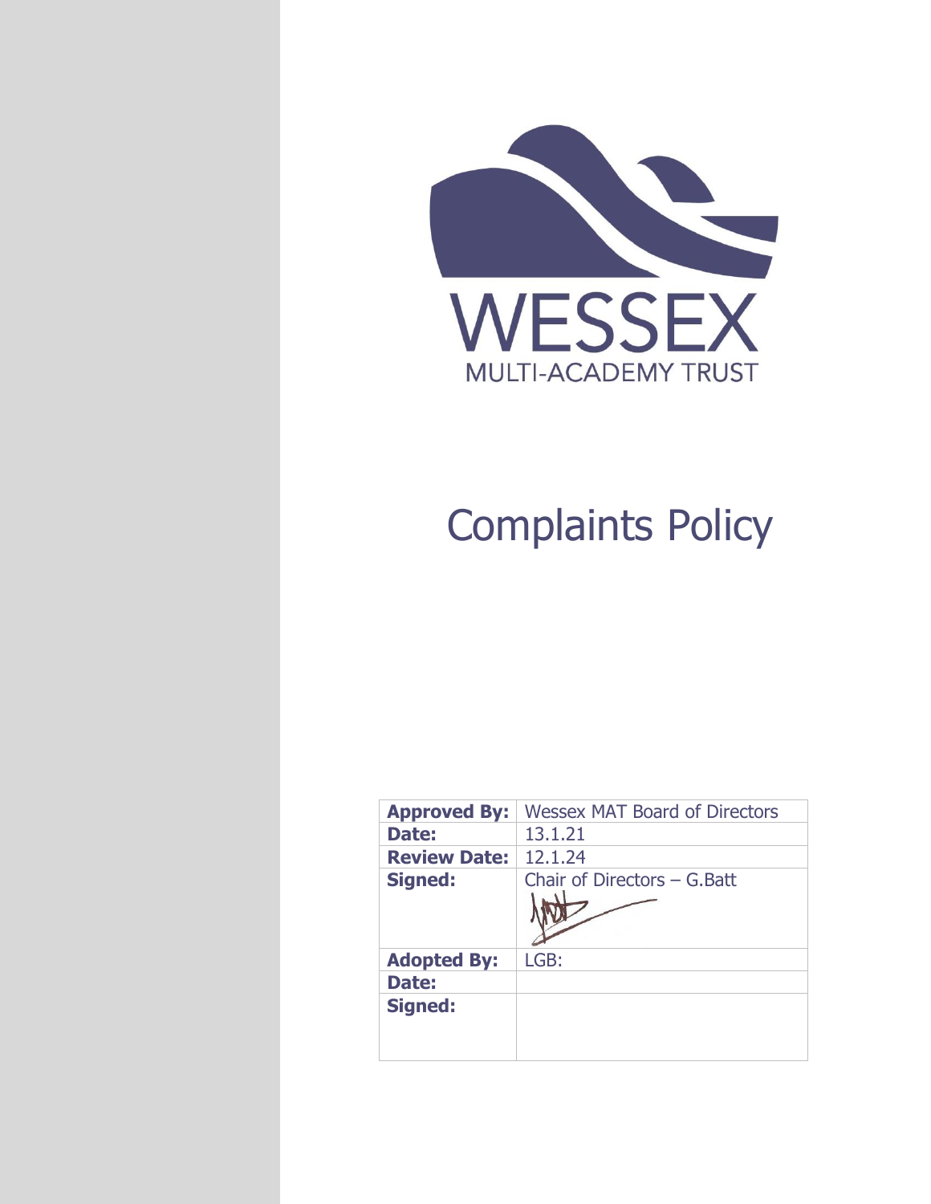WESSEX

MULTI-ACADEMY TRUST

# Complaints Policy

| **Approved By:** | Wessex MAT Board of Directors |
| --- | --- |
| **Date:** | 13.1.21 |
| **Review Date:** | 12.1.24 |
| **Signed:** | Chair of Directors – G.Batt |
| **Adopted By:** | LGB: |
| **Date:** | |
| **Signed:** | |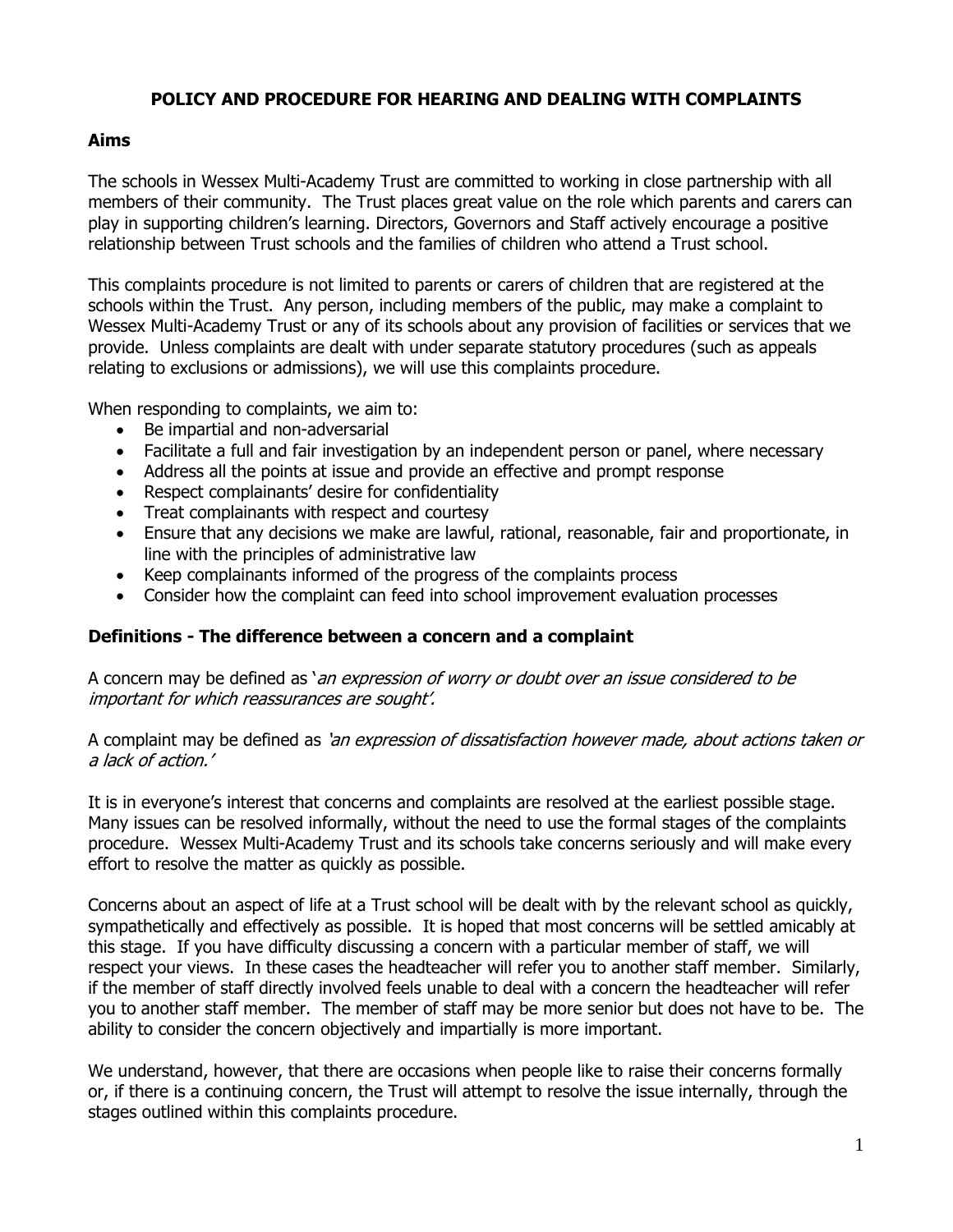# POLICY AND PROCEDURE FOR HEARING AND DEALING WITH COMPLAINTS

## Aims

The schools in Wessex Multi-Academy Trust are committed to working in close partnership with all members of their community. The Trust places great value on the role which parents and carers can play in supporting children's learning. Directors, Governors and Staff actively encourage a positive relationship between Trust schools and the families of children who attend a Trust school.

This complaints procedure is not limited to parents or carers of children that are registered at the schools within the Trust. Any person, including members of the public, may make a complaint to Wessex Multi-Academy Trust or any of its schools about any provision of facilities or services that we provide. Unless complaints are dealt with under separate statutory procedures (such as appeals relating to exclusions or admissions), we will use this complaints procedure.

When responding to complaints, we aim to:

- Be impartial and non-adversarial
- Facilitate a full and fair investigation by an independent person or panel, where necessary
- Address all the points at issue and provide an effective and prompt response
- Respect complainants' desire for confidentiality
- Treat complainants with respect and courtesy
- Ensure that any decisions we make are lawful, rational, reasonable, fair and proportionate, in line with the principles of administrative law
- Keep complainants informed of the progress of the complaints process
- Consider how the complaint can feed into school improvement evaluation processes

## Definitions - The difference between a concern and a complaint

A concern may be defined as '*an expression of worry or doubt over an issue considered to be important for which reassurances are sought'.*

A complaint may be defined as *'an expression of dissatisfaction however made, about actions taken or a lack of action.'*

It is in everyone's interest that concerns and complaints are resolved at the earliest possible stage. Many issues can be resolved informally, without the need to use the formal stages of the complaints procedure. Wessex Multi-Academy Trust and its schools take concerns seriously and will make every effort to resolve the matter as quickly as possible.

Concerns about an aspect of life at a Trust school will be dealt with by the relevant school as quickly, sympathetically and effectively as possible. It is hoped that most concerns will be settled amicably at this stage. If you have difficulty discussing a concern with a particular member of staff, we will respect your views. In these cases the headteacher will refer you to another staff member. Similarly, if the member of staff directly involved feels unable to deal with a concern the headteacher will refer you to another staff member. The member of staff may be more senior but does not have to be. The ability to consider the concern objectively and impartially is more important.

We understand, however, that there are occasions when people like to raise their concerns formally or, if there is a continuing concern, the Trust will attempt to resolve the issue internally, through the stages outlined within this complaints procedure.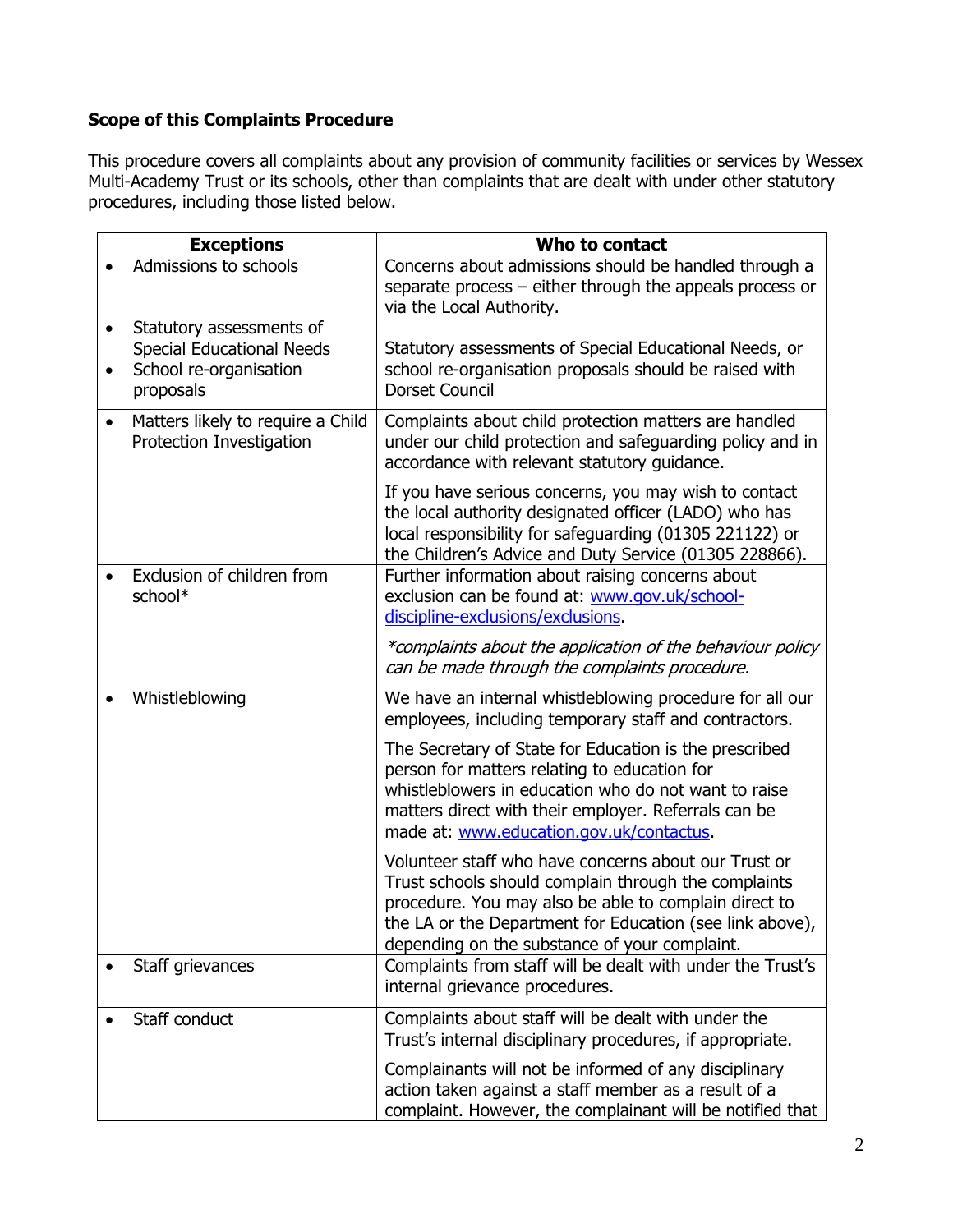**Scope of this Complaints Procedure**

This procedure covers all complaints about any provision of community facilities or services by Wessex Multi-Academy Trust or its schools, other than complaints that are dealt with under other statutory procedures, including those listed below.

| Exceptions | Who to contact |
|---|---|
| • Admissions to schools<br><br>• Statutory assessments of Special Educational Needs<br>• School re-organisation proposals | Concerns about admissions should be handled through a separate process – either through the appeals process or via the Local Authority.<br><br>Statutory assessments of Special Educational Needs, or school re-organisation proposals should be raised with Dorset Council |
| • Matters likely to require a Child Protection Investigation | Complaints about child protection matters are handled under our child protection and safeguarding policy and in accordance with relevant statutory guidance.<br><br>If you have serious concerns, you may wish to contact the local authority designated officer (LADO) who has local responsibility for safeguarding (01305 221122) or the Children's Advice and Duty Service (01305 228866). |
| • Exclusion of children from school* | Further information about raising concerns about exclusion can be found at: [www.gov.uk/school-discipline-exclusions/exclusions](www.gov.uk/school-discipline-exclusions/exclusions).<br><br>*\*complaints about the application of the behaviour policy can be made through the complaints procedure.* |
| • Whistleblowing | We have an internal whistleblowing procedure for all our employees, including temporary staff and contractors.<br><br>The Secretary of State for Education is the prescribed person for matters relating to education for whistleblowers in education who do not want to raise matters direct with their employer. Referrals can be made at: [www.education.gov.uk/contactus](www.education.gov.uk/contactus).<br><br>Volunteer staff who have concerns about our Trust or Trust schools should complain through the complaints procedure. You may also be able to complain direct to the LA or the Department for Education (see link above), depending on the substance of your complaint. |
| • Staff grievances | Complaints from staff will be dealt with under the Trust's internal grievance procedures. |
| • Staff conduct | Complaints about staff will be dealt with under the Trust's internal disciplinary procedures, if appropriate.<br><br>Complainants will not be informed of any disciplinary action taken against a staff member as a result of a complaint. However, the complainant will be notified that |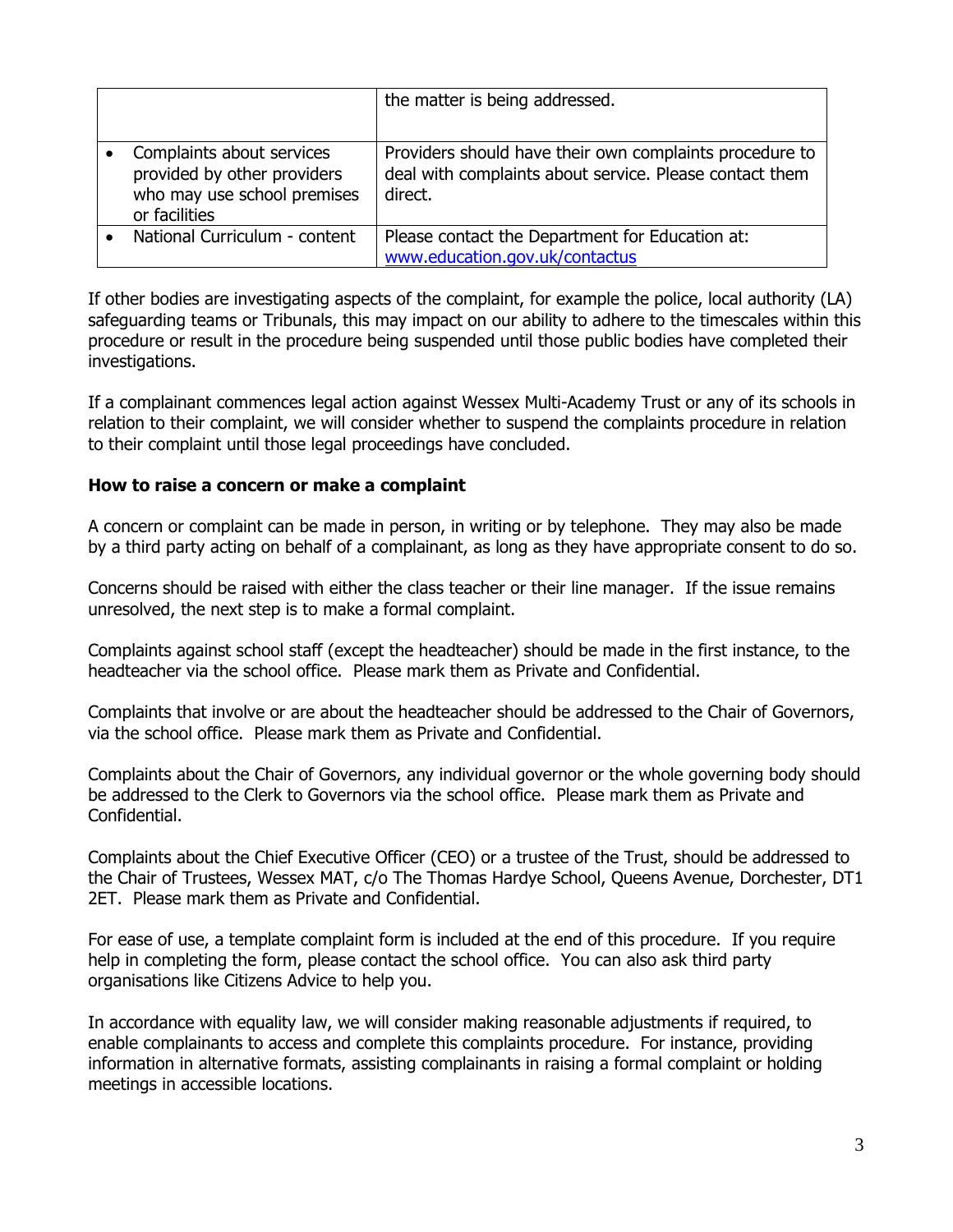| | |
|---|---|
| | the matter is being addressed. |
| • Complaints about services provided by other providers who may use school premises or facilities | Providers should have their own complaints procedure to deal with complaints about service. Please contact them direct. |
| • National Curriculum - content | Please contact the Department for Education at: www.education.gov.uk/contactus |

If other bodies are investigating aspects of the complaint, for example the police, local authority (LA) safeguarding teams or Tribunals, this may impact on our ability to adhere to the timescales within this procedure or result in the procedure being suspended until those public bodies have completed their investigations.

If a complainant commences legal action against Wessex Multi-Academy Trust or any of its schools in relation to their complaint, we will consider whether to suspend the complaints procedure in relation to their complaint until those legal proceedings have concluded.

**How to raise a concern or make a complaint**

A concern or complaint can be made in person, in writing or by telephone. They may also be made by a third party acting on behalf of a complainant, as long as they have appropriate consent to do so.

Concerns should be raised with either the class teacher or their line manager. If the issue remains unresolved, the next step is to make a formal complaint.

Complaints against school staff (except the headteacher) should be made in the first instance, to the headteacher via the school office. Please mark them as Private and Confidential.

Complaints that involve or are about the headteacher should be addressed to the Chair of Governors, via the school office. Please mark them as Private and Confidential.

Complaints about the Chair of Governors, any individual governor or the whole governing body should be addressed to the Clerk to Governors via the school office. Please mark them as Private and Confidential.

Complaints about the Chief Executive Officer (CEO) or a trustee of the Trust, should be addressed to the Chair of Trustees, Wessex MAT, c/o The Thomas Hardye School, Queens Avenue, Dorchester, DT1 2ET. Please mark them as Private and Confidential.

For ease of use, a template complaint form is included at the end of this procedure. If you require help in completing the form, please contact the school office. You can also ask third party organisations like Citizens Advice to help you.

In accordance with equality law, we will consider making reasonable adjustments if required, to enable complainants to access and complete this complaints procedure. For instance, providing information in alternative formats, assisting complainants in raising a formal complaint or holding meetings in accessible locations.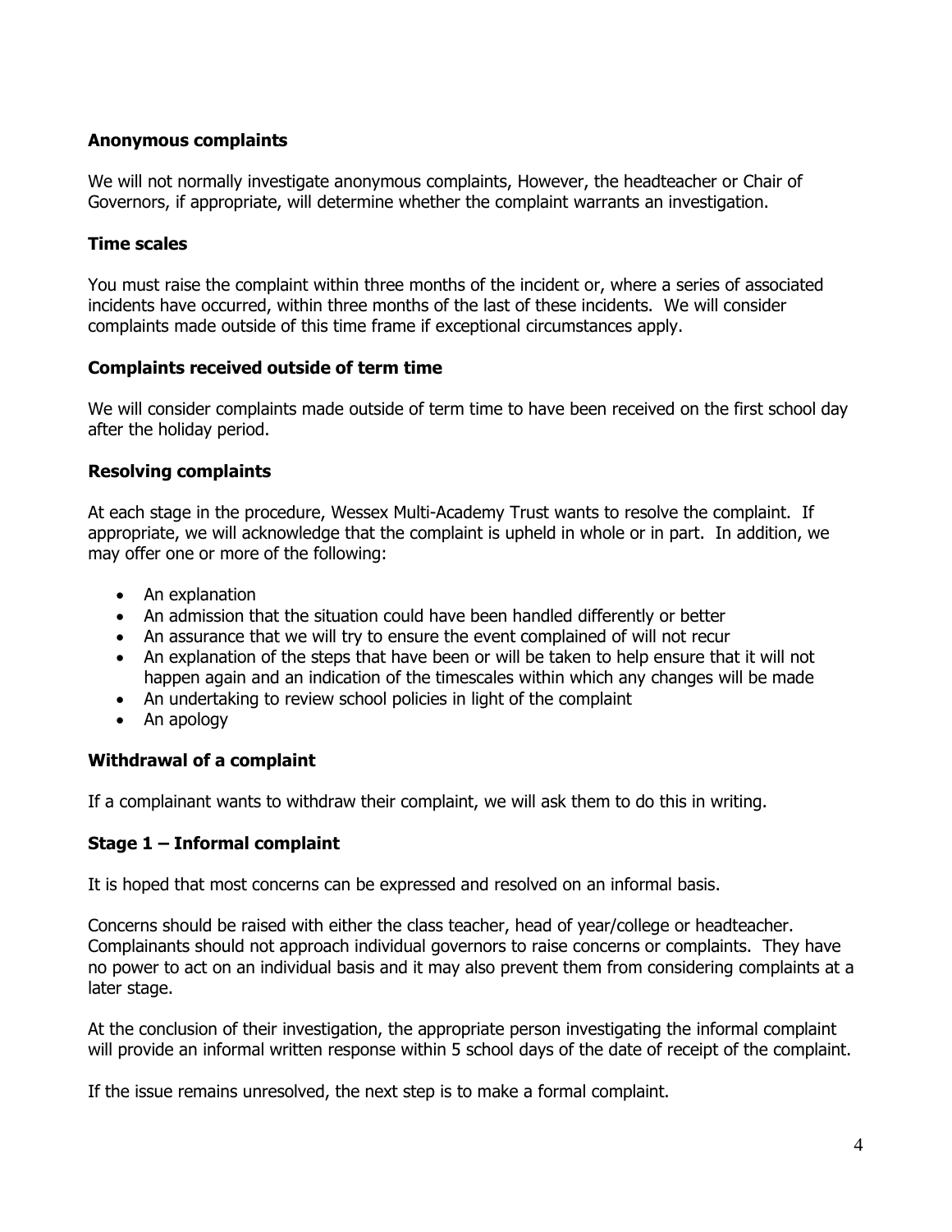### Anonymous complaints

We will not normally investigate anonymous complaints, However, the headteacher or Chair of Governors, if appropriate, will determine whether the complaint warrants an investigation.

### Time scales

You must raise the complaint within three months of the incident or, where a series of associated incidents have occurred, within three months of the last of these incidents. We will consider complaints made outside of this time frame if exceptional circumstances apply.

### Complaints received outside of term time

We will consider complaints made outside of term time to have been received on the first school day after the holiday period.

### Resolving complaints

At each stage in the procedure, Wessex Multi-Academy Trust wants to resolve the complaint. If appropriate, we will acknowledge that the complaint is upheld in whole or in part. In addition, we may offer one or more of the following:

- An explanation
- An admission that the situation could have been handled differently or better
- An assurance that we will try to ensure the event complained of will not recur
- An explanation of the steps that have been or will be taken to help ensure that it will not happen again and an indication of the timescales within which any changes will be made
- An undertaking to review school policies in light of the complaint
- An apology

### Withdrawal of a complaint

If a complainant wants to withdraw their complaint, we will ask them to do this in writing.

### Stage 1 – Informal complaint

It is hoped that most concerns can be expressed and resolved on an informal basis.

Concerns should be raised with either the class teacher, head of year/college or headteacher. Complainants should not approach individual governors to raise concerns or complaints. They have no power to act on an individual basis and it may also prevent them from considering complaints at a later stage.

At the conclusion of their investigation, the appropriate person investigating the informal complaint will provide an informal written response within 5 school days of the date of receipt of the complaint.

If the issue remains unresolved, the next step is to make a formal complaint.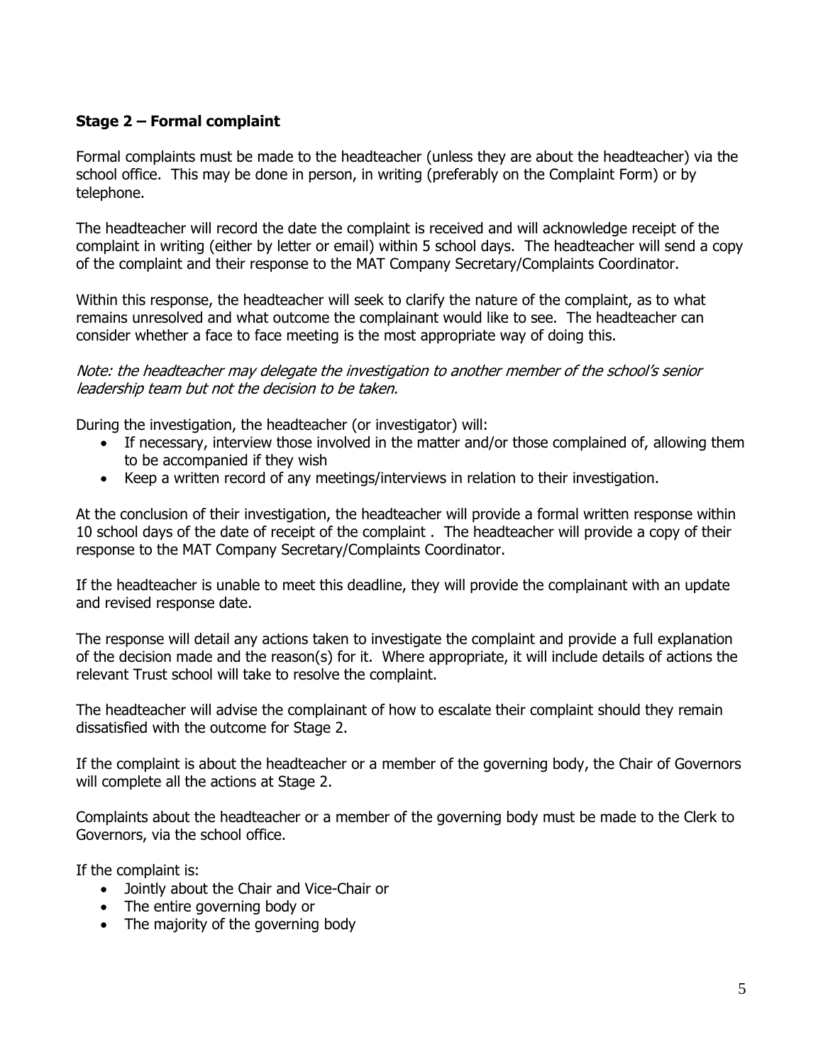### Stage 2 – Formal complaint

Formal complaints must be made to the headteacher (unless they are about the headteacher) via the school office. This may be done in person, in writing (preferably on the Complaint Form) or by telephone.

The headteacher will record the date the complaint is received and will acknowledge receipt of the complaint in writing (either by letter or email) within 5 school days. The headteacher will send a copy of the complaint and their response to the MAT Company Secretary/Complaints Coordinator.

Within this response, the headteacher will seek to clarify the nature of the complaint, as to what remains unresolved and what outcome the complainant would like to see. The headteacher can consider whether a face to face meeting is the most appropriate way of doing this.

*Note: the headteacher may delegate the investigation to another member of the school's senior leadership team but not the decision to be taken.*

During the investigation, the headteacher (or investigator) will:

- If necessary, interview those involved in the matter and/or those complained of, allowing them to be accompanied if they wish
- Keep a written record of any meetings/interviews in relation to their investigation.

At the conclusion of their investigation, the headteacher will provide a formal written response within 10 school days of the date of receipt of the complaint . The headteacher will provide a copy of their response to the MAT Company Secretary/Complaints Coordinator.

If the headteacher is unable to meet this deadline, they will provide the complainant with an update and revised response date.

The response will detail any actions taken to investigate the complaint and provide a full explanation of the decision made and the reason(s) for it. Where appropriate, it will include details of actions the relevant Trust school will take to resolve the complaint.

The headteacher will advise the complainant of how to escalate their complaint should they remain dissatisfied with the outcome for Stage 2.

If the complaint is about the headteacher or a member of the governing body, the Chair of Governors will complete all the actions at Stage 2.

Complaints about the headteacher or a member of the governing body must be made to the Clerk to Governors, via the school office.

If the complaint is:

- Jointly about the Chair and Vice-Chair or
- The entire governing body or
- The majority of the governing body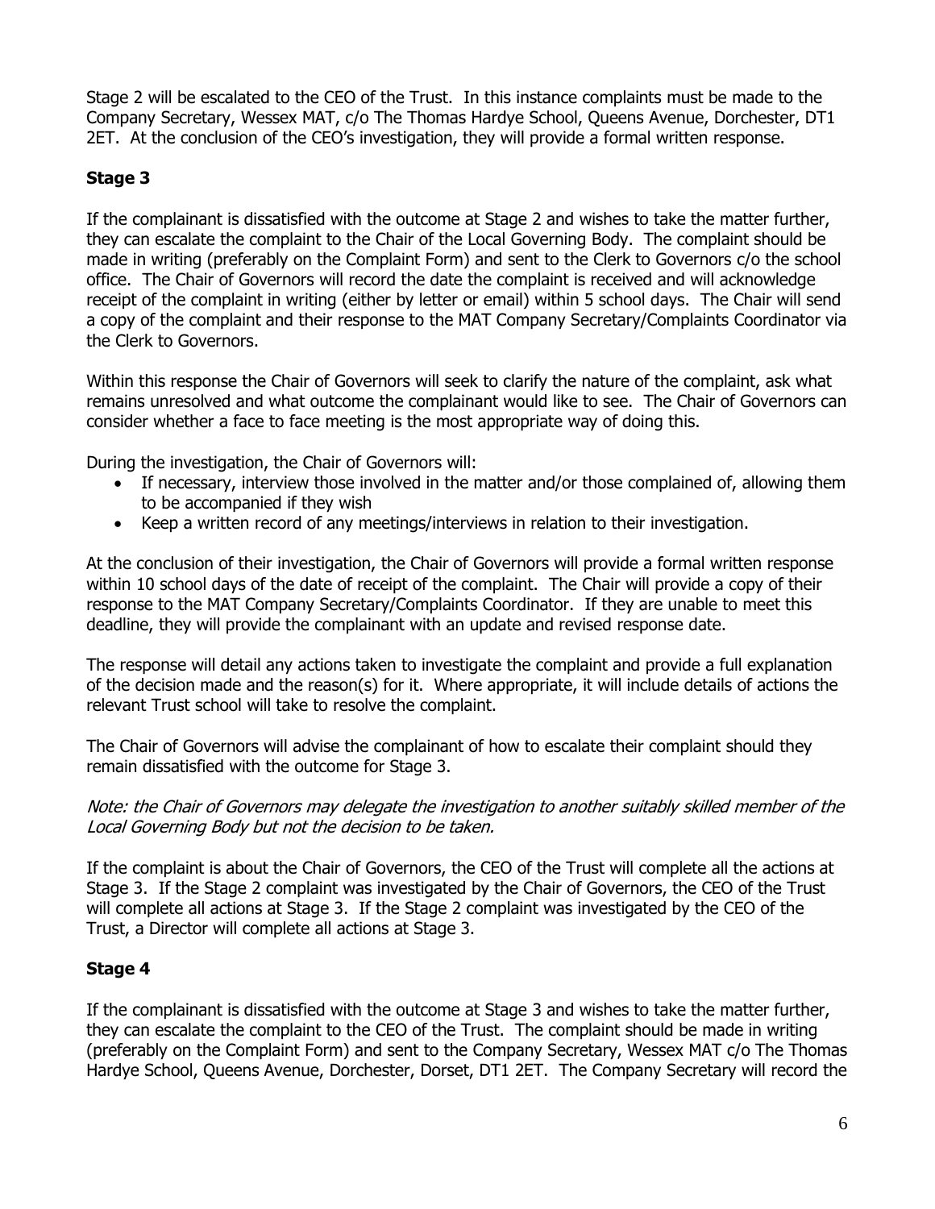Stage 2 will be escalated to the CEO of the Trust. In this instance complaints must be made to the Company Secretary, Wessex MAT, c/o The Thomas Hardye School, Queens Avenue, Dorchester, DT1 2ET. At the conclusion of the CEO's investigation, they will provide a formal written response.

## Stage 3

If the complainant is dissatisfied with the outcome at Stage 2 and wishes to take the matter further, they can escalate the complaint to the Chair of the Local Governing Body. The complaint should be made in writing (preferably on the Complaint Form) and sent to the Clerk to Governors c/o the school office. The Chair of Governors will record the date the complaint is received and will acknowledge receipt of the complaint in writing (either by letter or email) within 5 school days. The Chair will send a copy of the complaint and their response to the MAT Company Secretary/Complaints Coordinator via the Clerk to Governors.

Within this response the Chair of Governors will seek to clarify the nature of the complaint, ask what remains unresolved and what outcome the complainant would like to see. The Chair of Governors can consider whether a face to face meeting is the most appropriate way of doing this.

During the investigation, the Chair of Governors will:

- If necessary, interview those involved in the matter and/or those complained of, allowing them to be accompanied if they wish
- Keep a written record of any meetings/interviews in relation to their investigation.

At the conclusion of their investigation, the Chair of Governors will provide a formal written response within 10 school days of the date of receipt of the complaint. The Chair will provide a copy of their response to the MAT Company Secretary/Complaints Coordinator. If they are unable to meet this deadline, they will provide the complainant with an update and revised response date.

The response will detail any actions taken to investigate the complaint and provide a full explanation of the decision made and the reason(s) for it. Where appropriate, it will include details of actions the relevant Trust school will take to resolve the complaint.

The Chair of Governors will advise the complainant of how to escalate their complaint should they remain dissatisfied with the outcome for Stage 3.

*Note: the Chair of Governors may delegate the investigation to another suitably skilled member of the Local Governing Body but not the decision to be taken.*

If the complaint is about the Chair of Governors, the CEO of the Trust will complete all the actions at Stage 3. If the Stage 2 complaint was investigated by the Chair of Governors, the CEO of the Trust will complete all actions at Stage 3. If the Stage 2 complaint was investigated by the CEO of the Trust, a Director will complete all actions at Stage 3.

## Stage 4

If the complainant is dissatisfied with the outcome at Stage 3 and wishes to take the matter further, they can escalate the complaint to the CEO of the Trust. The complaint should be made in writing (preferably on the Complaint Form) and sent to the Company Secretary, Wessex MAT c/o The Thomas Hardye School, Queens Avenue, Dorchester, Dorset, DT1 2ET. The Company Secretary will record the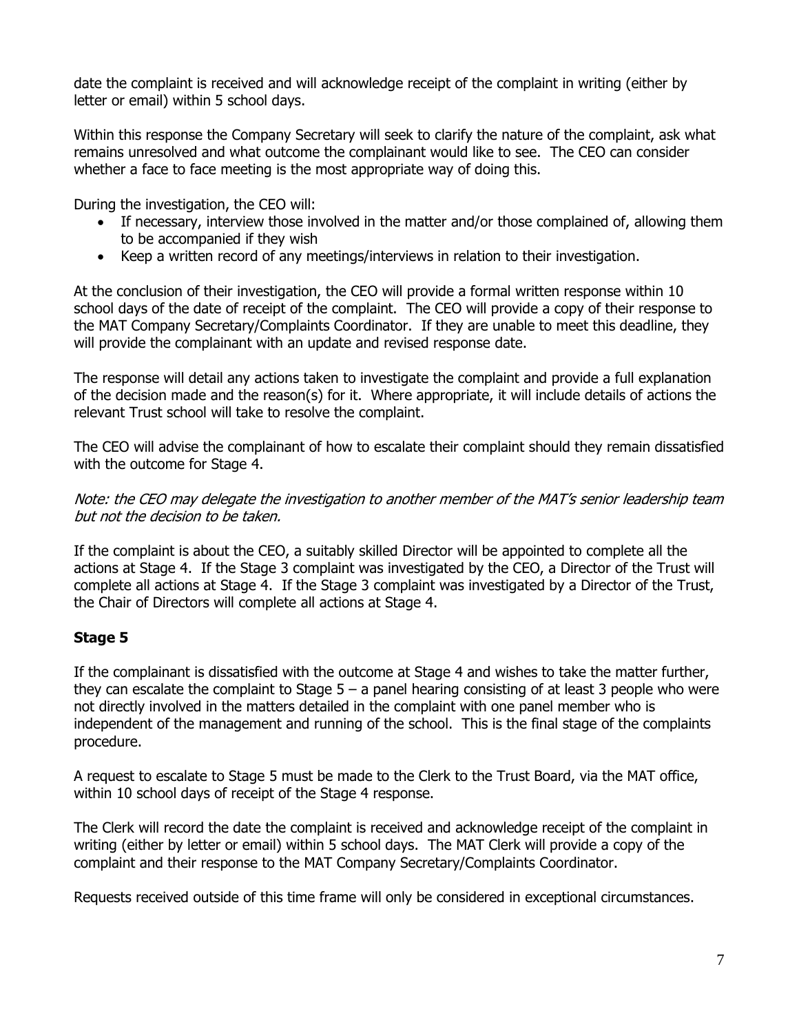date the complaint is received and will acknowledge receipt of the complaint in writing (either by letter or email) within 5 school days.

Within this response the Company Secretary will seek to clarify the nature of the complaint, ask what remains unresolved and what outcome the complainant would like to see. The CEO can consider whether a face to face meeting is the most appropriate way of doing this.

During the investigation, the CEO will:

- If necessary, interview those involved in the matter and/or those complained of, allowing them to be accompanied if they wish
- Keep a written record of any meetings/interviews in relation to their investigation.

At the conclusion of their investigation, the CEO will provide a formal written response within 10 school days of the date of receipt of the complaint. The CEO will provide a copy of their response to the MAT Company Secretary/Complaints Coordinator. If they are unable to meet this deadline, they will provide the complainant with an update and revised response date.

The response will detail any actions taken to investigate the complaint and provide a full explanation of the decision made and the reason(s) for it. Where appropriate, it will include details of actions the relevant Trust school will take to resolve the complaint.

The CEO will advise the complainant of how to escalate their complaint should they remain dissatisfied with the outcome for Stage 4.

*Note: the CEO may delegate the investigation to another member of the MAT's senior leadership team but not the decision to be taken.*

If the complaint is about the CEO, a suitably skilled Director will be appointed to complete all the actions at Stage 4. If the Stage 3 complaint was investigated by the CEO, a Director of the Trust will complete all actions at Stage 4. If the Stage 3 complaint was investigated by a Director of the Trust, the Chair of Directors will complete all actions at Stage 4.

### Stage 5

If the complainant is dissatisfied with the outcome at Stage 4 and wishes to take the matter further, they can escalate the complaint to Stage 5 – a panel hearing consisting of at least 3 people who were not directly involved in the matters detailed in the complaint with one panel member who is independent of the management and running of the school. This is the final stage of the complaints procedure.

A request to escalate to Stage 5 must be made to the Clerk to the Trust Board, via the MAT office, within 10 school days of receipt of the Stage 4 response.

The Clerk will record the date the complaint is received and acknowledge receipt of the complaint in writing (either by letter or email) within 5 school days. The MAT Clerk will provide a copy of the complaint and their response to the MAT Company Secretary/Complaints Coordinator.

Requests received outside of this time frame will only be considered in exceptional circumstances.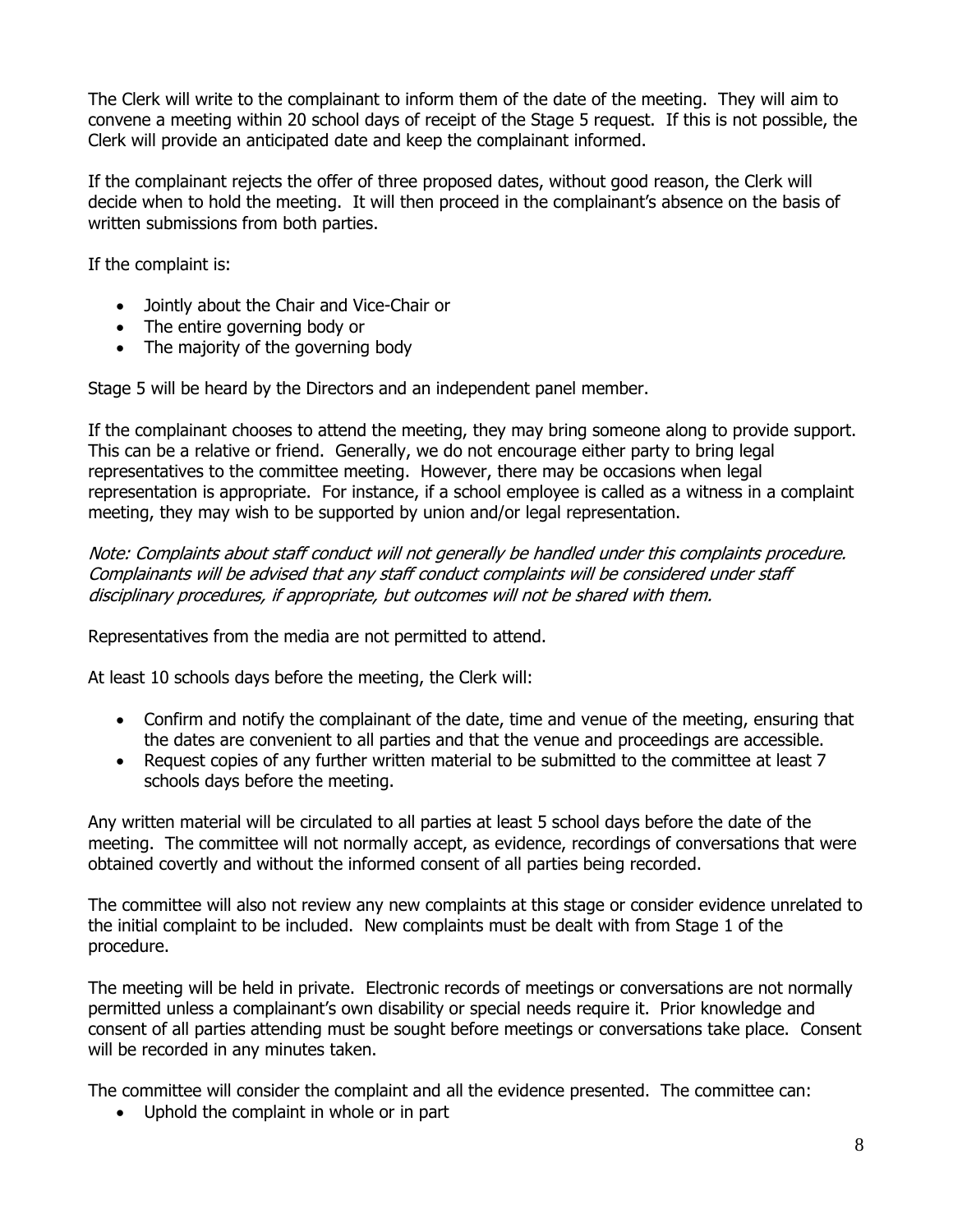The Clerk will write to the complainant to inform them of the date of the meeting. They will aim to convene a meeting within 20 school days of receipt of the Stage 5 request. If this is not possible, the Clerk will provide an anticipated date and keep the complainant informed.

If the complainant rejects the offer of three proposed dates, without good reason, the Clerk will decide when to hold the meeting. It will then proceed in the complainant's absence on the basis of written submissions from both parties.

If the complaint is:

- Jointly about the Chair and Vice-Chair or
- The entire governing body or
- The majority of the governing body

Stage 5 will be heard by the Directors and an independent panel member.

If the complainant chooses to attend the meeting, they may bring someone along to provide support. This can be a relative or friend. Generally, we do not encourage either party to bring legal representatives to the committee meeting. However, there may be occasions when legal representation is appropriate. For instance, if a school employee is called as a witness in a complaint meeting, they may wish to be supported by union and/or legal representation.

*Note: Complaints about staff conduct will not generally be handled under this complaints procedure. Complainants will be advised that any staff conduct complaints will be considered under staff disciplinary procedures, if appropriate, but outcomes will not be shared with them.*

Representatives from the media are not permitted to attend.

At least 10 schools days before the meeting, the Clerk will:

- Confirm and notify the complainant of the date, time and venue of the meeting, ensuring that the dates are convenient to all parties and that the venue and proceedings are accessible.
- Request copies of any further written material to be submitted to the committee at least 7 schools days before the meeting.

Any written material will be circulated to all parties at least 5 school days before the date of the meeting. The committee will not normally accept, as evidence, recordings of conversations that were obtained covertly and without the informed consent of all parties being recorded.

The committee will also not review any new complaints at this stage or consider evidence unrelated to the initial complaint to be included. New complaints must be dealt with from Stage 1 of the procedure.

The meeting will be held in private. Electronic records of meetings or conversations are not normally permitted unless a complainant's own disability or special needs require it. Prior knowledge and consent of all parties attending must be sought before meetings or conversations take place. Consent will be recorded in any minutes taken.

The committee will consider the complaint and all the evidence presented. The committee can:

- Uphold the complaint in whole or in part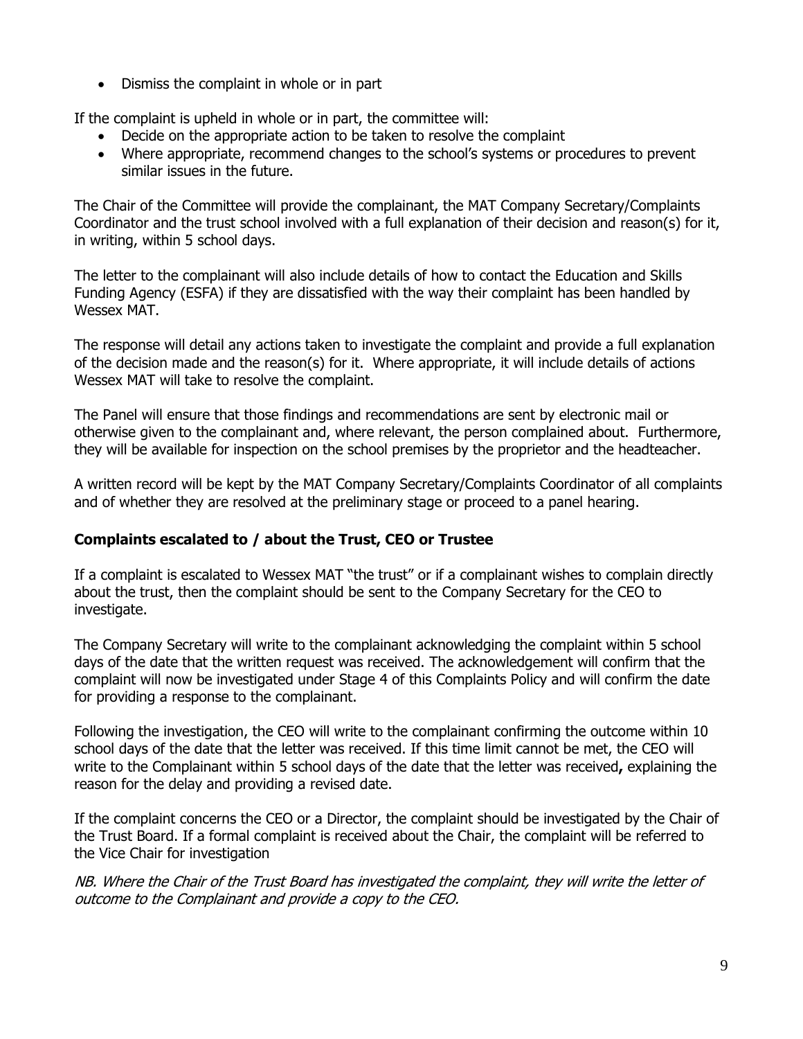- Dismiss the complaint in whole or in part

If the complaint is upheld in whole or in part, the committee will:

- Decide on the appropriate action to be taken to resolve the complaint
- Where appropriate, recommend changes to the school's systems or procedures to prevent similar issues in the future.

The Chair of the Committee will provide the complainant, the MAT Company Secretary/Complaints Coordinator and the trust school involved with a full explanation of their decision and reason(s) for it, in writing, within 5 school days.

The letter to the complainant will also include details of how to contact the Education and Skills Funding Agency (ESFA) if they are dissatisfied with the way their complaint has been handled by Wessex MAT.

The response will detail any actions taken to investigate the complaint and provide a full explanation of the decision made and the reason(s) for it. Where appropriate, it will include details of actions Wessex MAT will take to resolve the complaint.

The Panel will ensure that those findings and recommendations are sent by electronic mail or otherwise given to the complainant and, where relevant, the person complained about. Furthermore, they will be available for inspection on the school premises by the proprietor and the headteacher.

A written record will be kept by the MAT Company Secretary/Complaints Coordinator of all complaints and of whether they are resolved at the preliminary stage or proceed to a panel hearing.

**Complaints escalated to / about the Trust, CEO or Trustee**

If a complaint is escalated to Wessex MAT "the trust" or if a complainant wishes to complain directly about the trust, then the complaint should be sent to the Company Secretary for the CEO to investigate.

The Company Secretary will write to the complainant acknowledging the complaint within 5 school days of the date that the written request was received. The acknowledgement will confirm that the complaint will now be investigated under Stage 4 of this Complaints Policy and will confirm the date for providing a response to the complainant.

Following the investigation, the CEO will write to the complainant confirming the outcome within 10 school days of the date that the letter was received. If this time limit cannot be met, the CEO will write to the Complainant within 5 school days of the date that the letter was received**,** explaining the reason for the delay and providing a revised date.

If the complaint concerns the CEO or a Director, the complaint should be investigated by the Chair of the Trust Board. If a formal complaint is received about the Chair, the complaint will be referred to the Vice Chair for investigation

*NB. Where the Chair of the Trust Board has investigated the complaint, they will write the letter of outcome to the Complainant and provide a copy to the CEO.*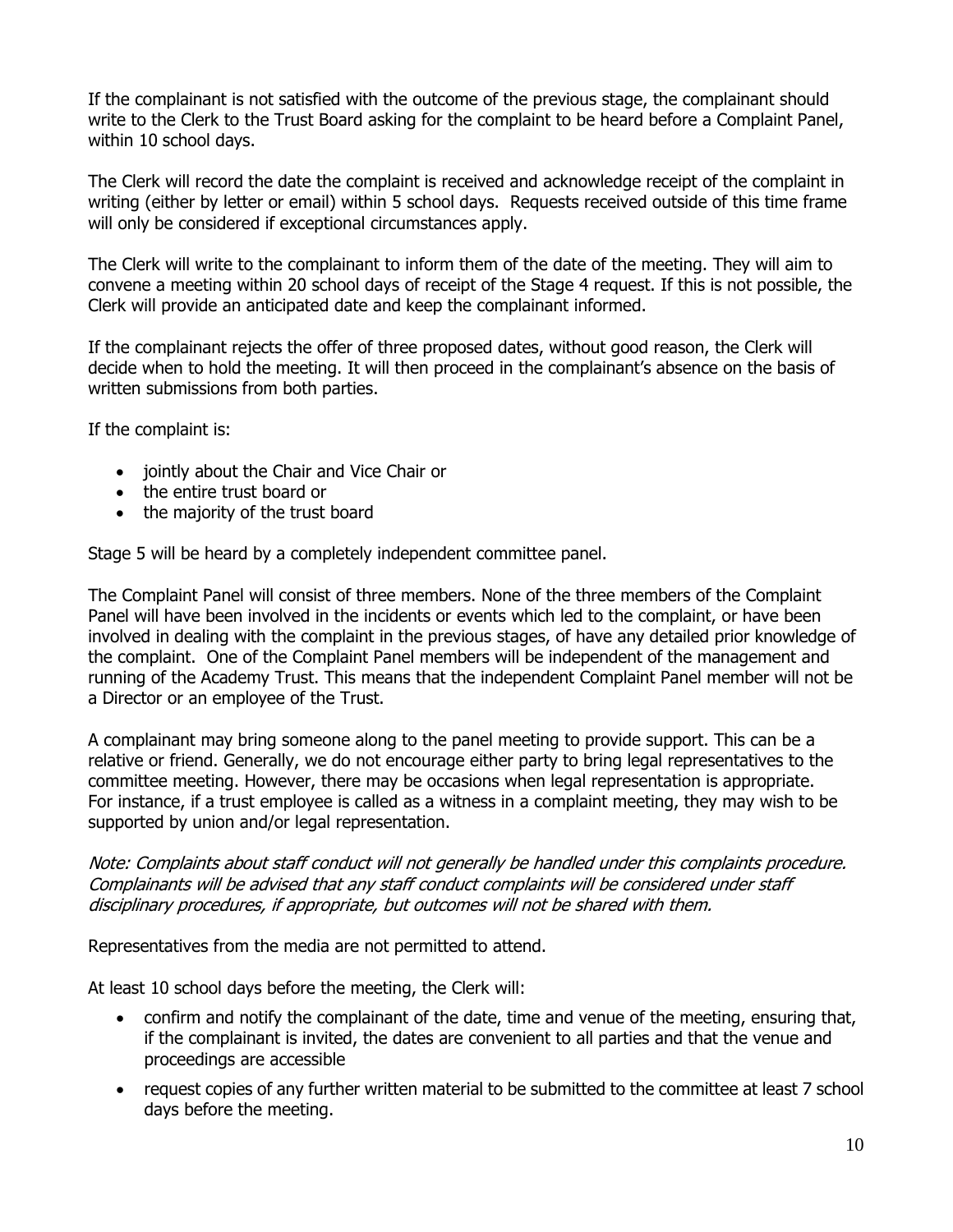If the complainant is not satisfied with the outcome of the previous stage, the complainant should write to the Clerk to the Trust Board asking for the complaint to be heard before a Complaint Panel, within 10 school days.

The Clerk will record the date the complaint is received and acknowledge receipt of the complaint in writing (either by letter or email) within 5 school days. Requests received outside of this time frame will only be considered if exceptional circumstances apply.

The Clerk will write to the complainant to inform them of the date of the meeting. They will aim to convene a meeting within 20 school days of receipt of the Stage 4 request. If this is not possible, the Clerk will provide an anticipated date and keep the complainant informed.

If the complainant rejects the offer of three proposed dates, without good reason, the Clerk will decide when to hold the meeting. It will then proceed in the complainant's absence on the basis of written submissions from both parties.

If the complaint is:

- jointly about the Chair and Vice Chair or
- the entire trust board or
- the majority of the trust board

Stage 5 will be heard by a completely independent committee panel.

The Complaint Panel will consist of three members. None of the three members of the Complaint Panel will have been involved in the incidents or events which led to the complaint, or have been involved in dealing with the complaint in the previous stages, of have any detailed prior knowledge of the complaint. One of the Complaint Panel members will be independent of the management and running of the Academy Trust. This means that the independent Complaint Panel member will not be a Director or an employee of the Trust.

A complainant may bring someone along to the panel meeting to provide support. This can be a relative or friend. Generally, we do not encourage either party to bring legal representatives to the committee meeting. However, there may be occasions when legal representation is appropriate. For instance, if a trust employee is called as a witness in a complaint meeting, they may wish to be supported by union and/or legal representation.

*Note: Complaints about staff conduct will not generally be handled under this complaints procedure. Complainants will be advised that any staff conduct complaints will be considered under staff disciplinary procedures, if appropriate, but outcomes will not be shared with them.*

Representatives from the media are not permitted to attend.

At least 10 school days before the meeting, the Clerk will:

- confirm and notify the complainant of the date, time and venue of the meeting, ensuring that, if the complainant is invited, the dates are convenient to all parties and that the venue and proceedings are accessible
- request copies of any further written material to be submitted to the committee at least 7 school days before the meeting.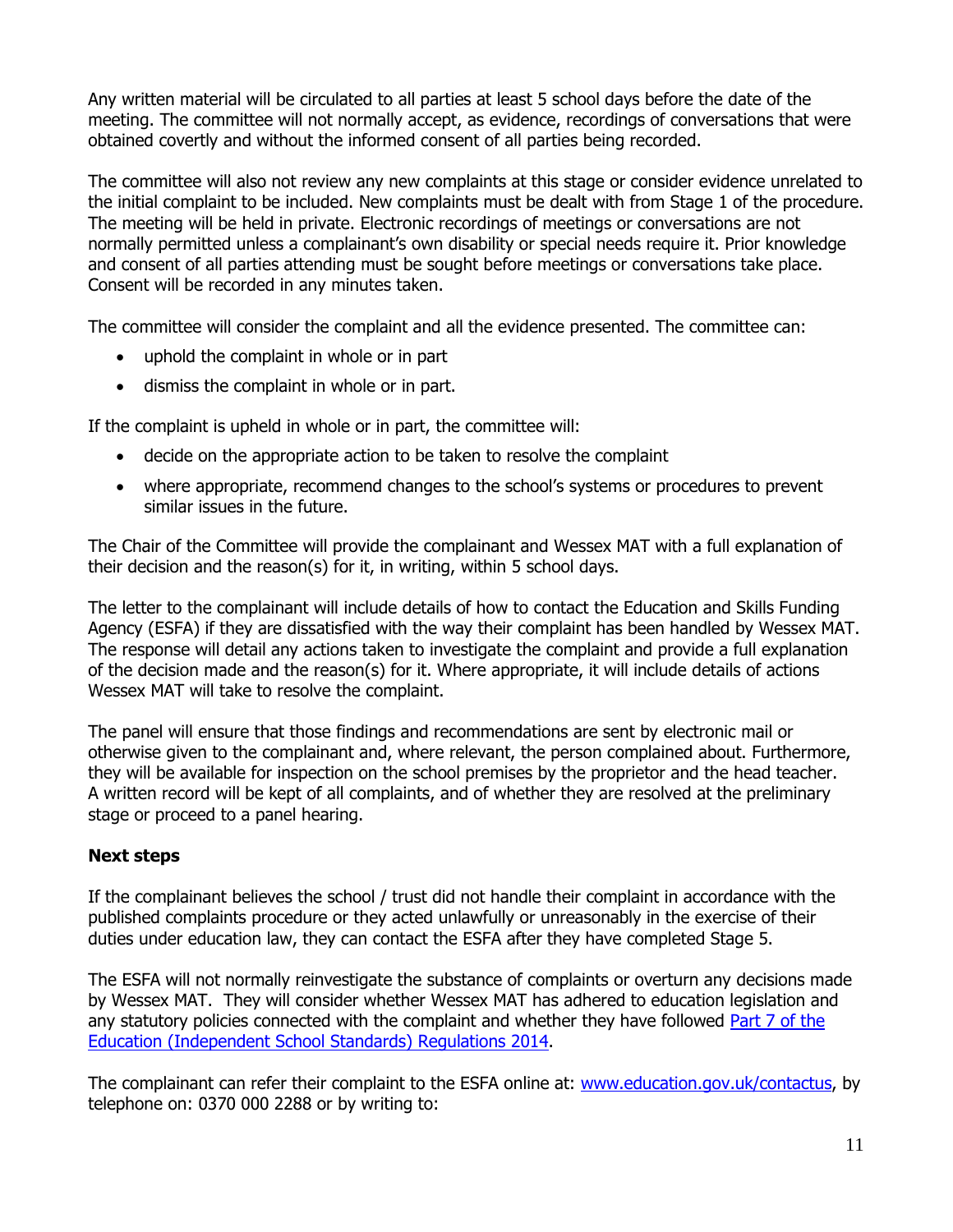Any written material will be circulated to all parties at least 5 school days before the date of the meeting. The committee will not normally accept, as evidence, recordings of conversations that were obtained covertly and without the informed consent of all parties being recorded.

The committee will also not review any new complaints at this stage or consider evidence unrelated to the initial complaint to be included. New complaints must be dealt with from Stage 1 of the procedure. The meeting will be held in private. Electronic recordings of meetings or conversations are not normally permitted unless a complainant's own disability or special needs require it. Prior knowledge and consent of all parties attending must be sought before meetings or conversations take place. Consent will be recorded in any minutes taken.

The committee will consider the complaint and all the evidence presented. The committee can:

- uphold the complaint in whole or in part
- dismiss the complaint in whole or in part.

If the complaint is upheld in whole or in part, the committee will:

- decide on the appropriate action to be taken to resolve the complaint
- where appropriate, recommend changes to the school's systems or procedures to prevent similar issues in the future.

The Chair of the Committee will provide the complainant and Wessex MAT with a full explanation of their decision and the reason(s) for it, in writing, within 5 school days.

The letter to the complainant will include details of how to contact the Education and Skills Funding Agency (ESFA) if they are dissatisfied with the way their complaint has been handled by Wessex MAT. The response will detail any actions taken to investigate the complaint and provide a full explanation of the decision made and the reason(s) for it. Where appropriate, it will include details of actions Wessex MAT will take to resolve the complaint.

The panel will ensure that those findings and recommendations are sent by electronic mail or otherwise given to the complainant and, where relevant, the person complained about. Furthermore, they will be available for inspection on the school premises by the proprietor and the head teacher. A written record will be kept of all complaints, and of whether they are resolved at the preliminary stage or proceed to a panel hearing.

**Next steps**

If the complainant believes the school / trust did not handle their complaint in accordance with the published complaints procedure or they acted unlawfully or unreasonably in the exercise of their duties under education law, they can contact the ESFA after they have completed Stage 5.

The ESFA will not normally reinvestigate the substance of complaints or overturn any decisions made by Wessex MAT. They will consider whether Wessex MAT has adhered to education legislation and any statutory policies connected with the complaint and whether they have followed [Part 7 of the Education (Independent School Standards) Regulations 2014](Part 7 of the Education (Independent School Standards) Regulations 2014).

The complainant can refer their complaint to the ESFA online at: [www.education.gov.uk/contactus](www.education.gov.uk/contactus), by telephone on: 0370 000 2288 or by writing to: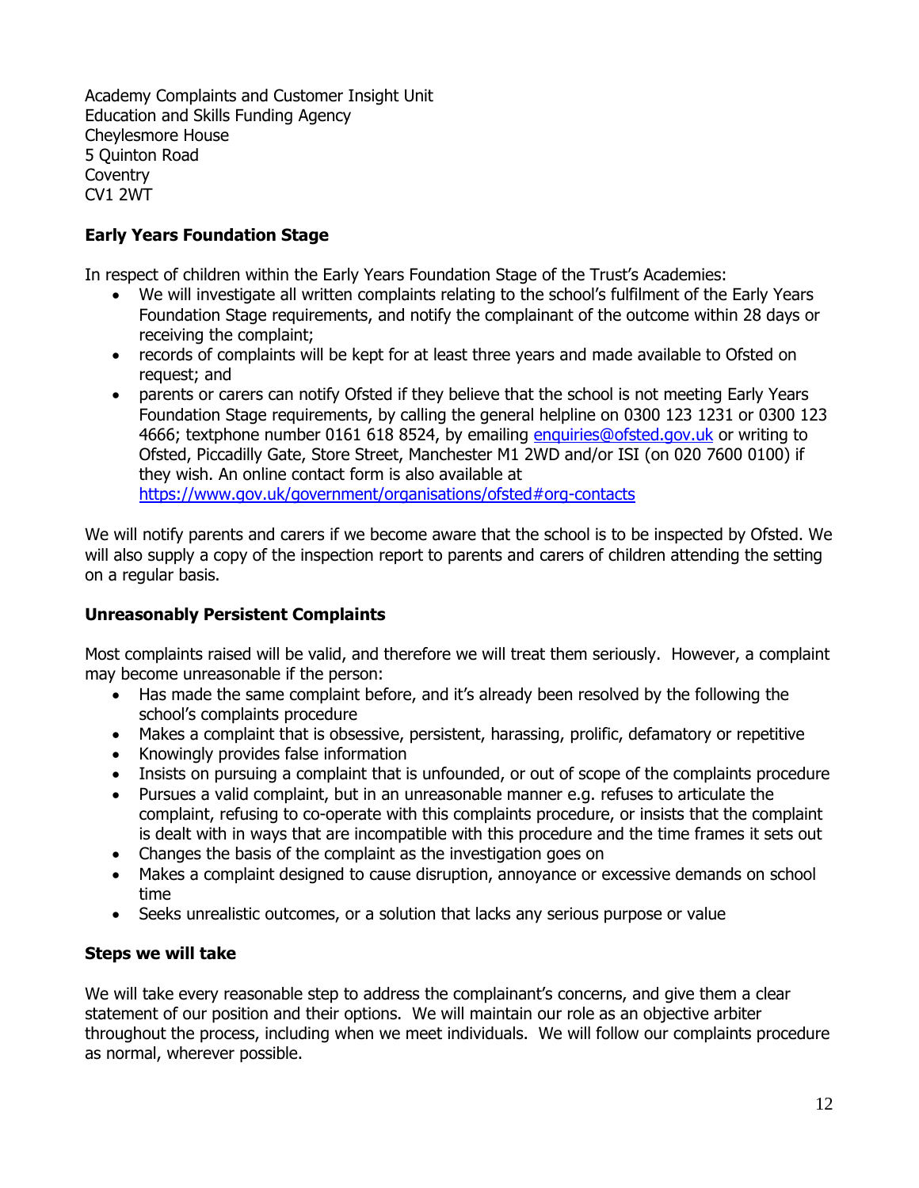Academy Complaints and Customer Insight Unit
Education and Skills Funding Agency
Cheylesmore House
5 Quinton Road
Coventry
CV1 2WT

**Early Years Foundation Stage**

In respect of children within the Early Years Foundation Stage of the Trust's Academies:

- We will investigate all written complaints relating to the school's fulfilment of the Early Years Foundation Stage requirements, and notify the complainant of the outcome within 28 days or receiving the complaint;
- records of complaints will be kept for at least three years and made available to Ofsted on request; and
- parents or carers can notify Ofsted if they believe that the school is not meeting Early Years Foundation Stage requirements, by calling the general helpline on 0300 123 1231 or 0300 123 4666; textphone number 0161 618 8524, by emailing [enquiries@ofsted.gov.uk](mailto:enquiries@ofsted.gov.uk) or writing to Ofsted, Piccadilly Gate, Store Street, Manchester M1 2WD and/or ISI (on 020 7600 0100) if they wish. An online contact form is also available at [https://www.gov.uk/government/organisations/ofsted#org-contacts](https://www.gov.uk/government/organisations/ofsted#org-contacts)

We will notify parents and carers if we become aware that the school is to be inspected by Ofsted. We will also supply a copy of the inspection report to parents and carers of children attending the setting on a regular basis.

**Unreasonably Persistent Complaints**

Most complaints raised will be valid, and therefore we will treat them seriously. However, a complaint may become unreasonable if the person:

- Has made the same complaint before, and it's already been resolved by the following the school's complaints procedure
- Makes a complaint that is obsessive, persistent, harassing, prolific, defamatory or repetitive
- Knowingly provides false information
- Insists on pursuing a complaint that is unfounded, or out of scope of the complaints procedure
- Pursues a valid complaint, but in an unreasonable manner e.g. refuses to articulate the complaint, refusing to co-operate with this complaints procedure, or insists that the complaint is dealt with in ways that are incompatible with this procedure and the time frames it sets out
- Changes the basis of the complaint as the investigation goes on
- Makes a complaint designed to cause disruption, annoyance or excessive demands on school time
- Seeks unrealistic outcomes, or a solution that lacks any serious purpose or value

**Steps we will take**

We will take every reasonable step to address the complainant's concerns, and give them a clear statement of our position and their options. We will maintain our role as an objective arbiter throughout the process, including when we meet individuals. We will follow our complaints procedure as normal, wherever possible.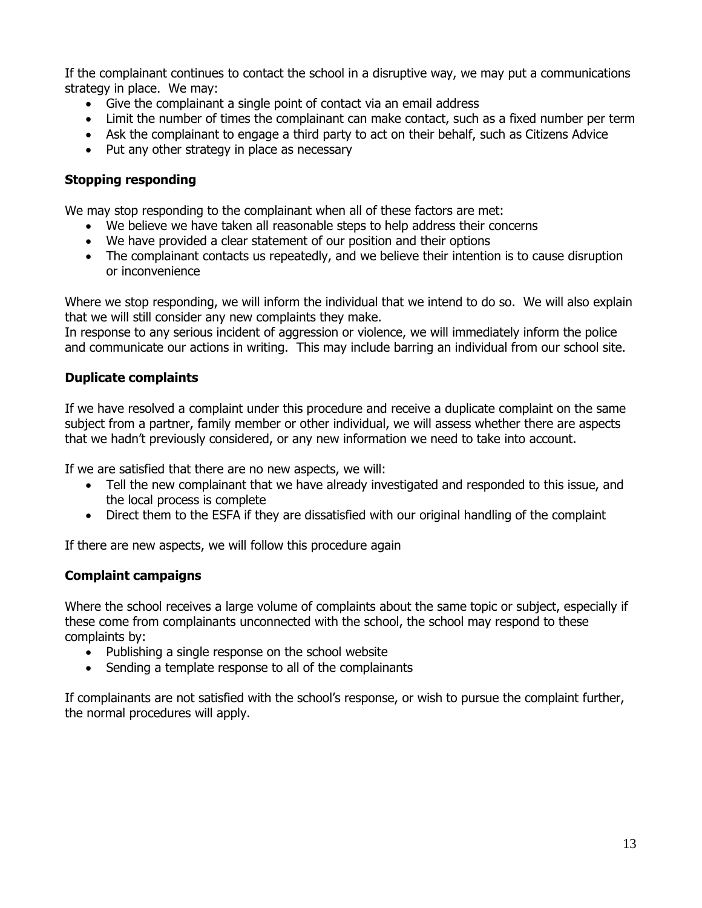If the complainant continues to contact the school in a disruptive way, we may put a communications strategy in place. We may:

- Give the complainant a single point of contact via an email address
- Limit the number of times the complainant can make contact, such as a fixed number per term
- Ask the complainant to engage a third party to act on their behalf, such as Citizens Advice
- Put any other strategy in place as necessary

### Stopping responding

We may stop responding to the complainant when all of these factors are met:

- We believe we have taken all reasonable steps to help address their concerns
- We have provided a clear statement of our position and their options
- The complainant contacts us repeatedly, and we believe their intention is to cause disruption or inconvenience

Where we stop responding, we will inform the individual that we intend to do so. We will also explain that we will still consider any new complaints they make.
In response to any serious incident of aggression or violence, we will immediately inform the police and communicate our actions in writing. This may include barring an individual from our school site.

### Duplicate complaints

If we have resolved a complaint under this procedure and receive a duplicate complaint on the same subject from a partner, family member or other individual, we will assess whether there are aspects that we hadn't previously considered, or any new information we need to take into account.

If we are satisfied that there are no new aspects, we will:

- Tell the new complainant that we have already investigated and responded to this issue, and the local process is complete
- Direct them to the ESFA if they are dissatisfied with our original handling of the complaint

If there are new aspects, we will follow this procedure again

### Complaint campaigns

Where the school receives a large volume of complaints about the same topic or subject, especially if these come from complainants unconnected with the school, the school may respond to these complaints by:

- Publishing a single response on the school website
- Sending a template response to all of the complainants

If complainants are not satisfied with the school's response, or wish to pursue the complaint further, the normal procedures will apply.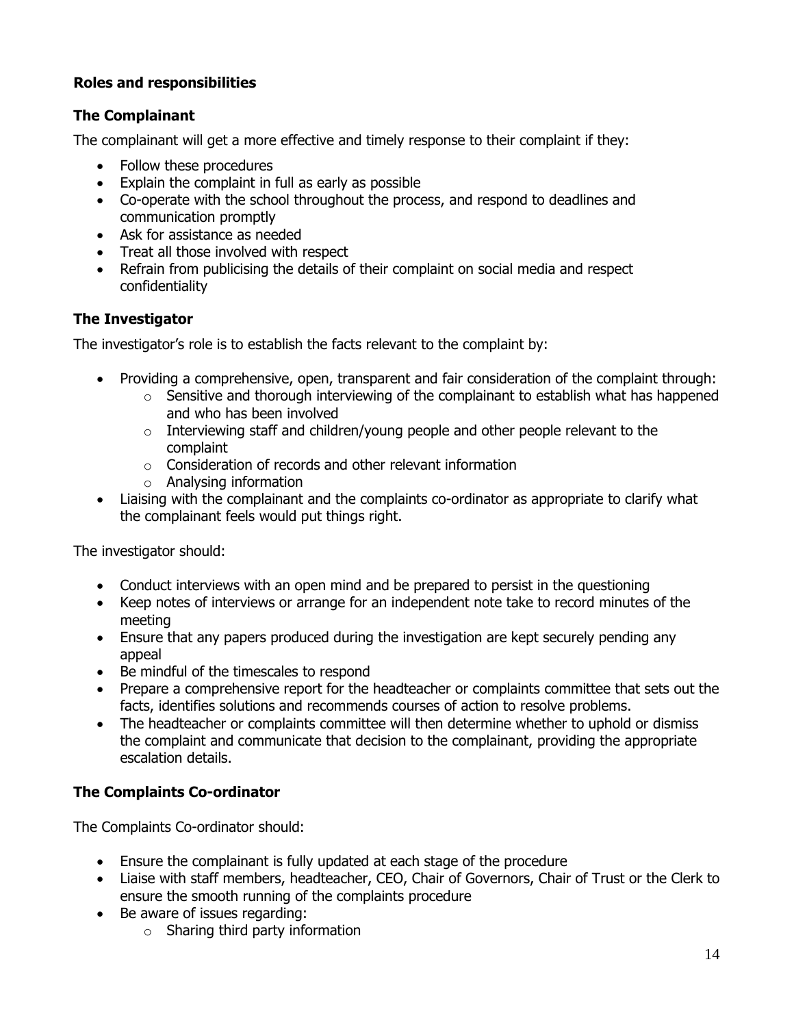### Roles and responsibilities

### The Complainant

The complainant will get a more effective and timely response to their complaint if they:

- Follow these procedures
- Explain the complaint in full as early as possible
- Co-operate with the school throughout the process, and respond to deadlines and communication promptly
- Ask for assistance as needed
- Treat all those involved with respect
- Refrain from publicising the details of their complaint on social media and respect confidentiality

### The Investigator

The investigator's role is to establish the facts relevant to the complaint by:

- Providing a comprehensive, open, transparent and fair consideration of the complaint through:
  - Sensitive and thorough interviewing of the complainant to establish what has happened and who has been involved
  - Interviewing staff and children/young people and other people relevant to the complaint
  - Consideration of records and other relevant information
  - Analysing information
- Liaising with the complainant and the complaints co-ordinator as appropriate to clarify what the complainant feels would put things right.

The investigator should:

- Conduct interviews with an open mind and be prepared to persist in the questioning
- Keep notes of interviews or arrange for an independent note take to record minutes of the meeting
- Ensure that any papers produced during the investigation are kept securely pending any appeal
- Be mindful of the timescales to respond
- Prepare a comprehensive report for the headteacher or complaints committee that sets out the facts, identifies solutions and recommends courses of action to resolve problems.
- The headteacher or complaints committee will then determine whether to uphold or dismiss the complaint and communicate that decision to the complainant, providing the appropriate escalation details.

### The Complaints Co-ordinator

The Complaints Co-ordinator should:

- Ensure the complainant is fully updated at each stage of the procedure
- Liaise with staff members, headteacher, CEO, Chair of Governors, Chair of Trust or the Clerk to ensure the smooth running of the complaints procedure
- Be aware of issues regarding:
  - Sharing third party information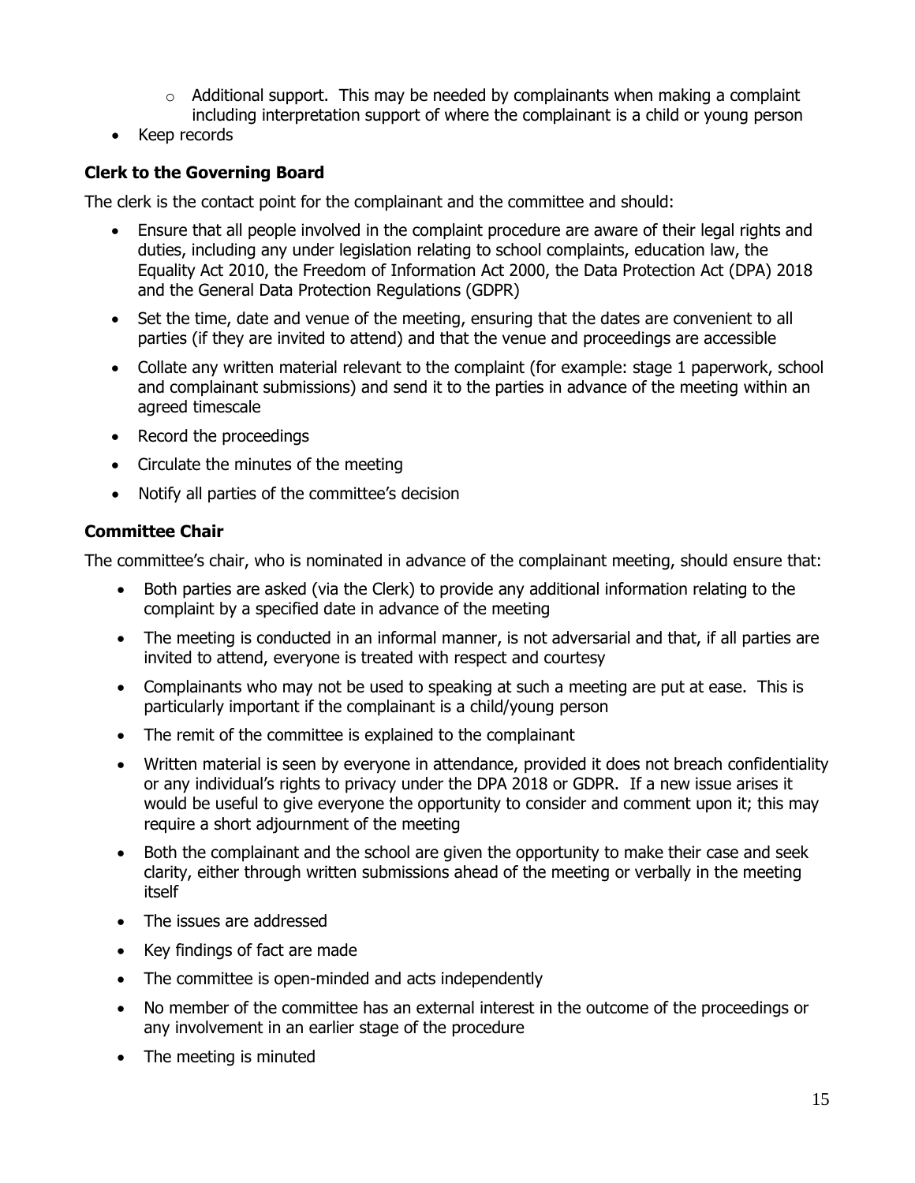- Additional support. This may be needed by complainants when making a complaint including interpretation support of where the complainant is a child or young person
- Keep records

### Clerk to the Governing Board

The clerk is the contact point for the complainant and the committee and should:

- Ensure that all people involved in the complaint procedure are aware of their legal rights and duties, including any under legislation relating to school complaints, education law, the Equality Act 2010, the Freedom of Information Act 2000, the Data Protection Act (DPA) 2018 and the General Data Protection Regulations (GDPR)
- Set the time, date and venue of the meeting, ensuring that the dates are convenient to all parties (if they are invited to attend) and that the venue and proceedings are accessible
- Collate any written material relevant to the complaint (for example: stage 1 paperwork, school and complainant submissions) and send it to the parties in advance of the meeting within an agreed timescale
- Record the proceedings
- Circulate the minutes of the meeting
- Notify all parties of the committee's decision

### Committee Chair

The committee's chair, who is nominated in advance of the complainant meeting, should ensure that:

- Both parties are asked (via the Clerk) to provide any additional information relating to the complaint by a specified date in advance of the meeting
- The meeting is conducted in an informal manner, is not adversarial and that, if all parties are invited to attend, everyone is treated with respect and courtesy
- Complainants who may not be used to speaking at such a meeting are put at ease. This is particularly important if the complainant is a child/young person
- The remit of the committee is explained to the complainant
- Written material is seen by everyone in attendance, provided it does not breach confidentiality or any individual's rights to privacy under the DPA 2018 or GDPR. If a new issue arises it would be useful to give everyone the opportunity to consider and comment upon it; this may require a short adjournment of the meeting
- Both the complainant and the school are given the opportunity to make their case and seek clarity, either through written submissions ahead of the meeting or verbally in the meeting itself
- The issues are addressed
- Key findings of fact are made
- The committee is open-minded and acts independently
- No member of the committee has an external interest in the outcome of the proceedings or any involvement in an earlier stage of the procedure
- The meeting is minuted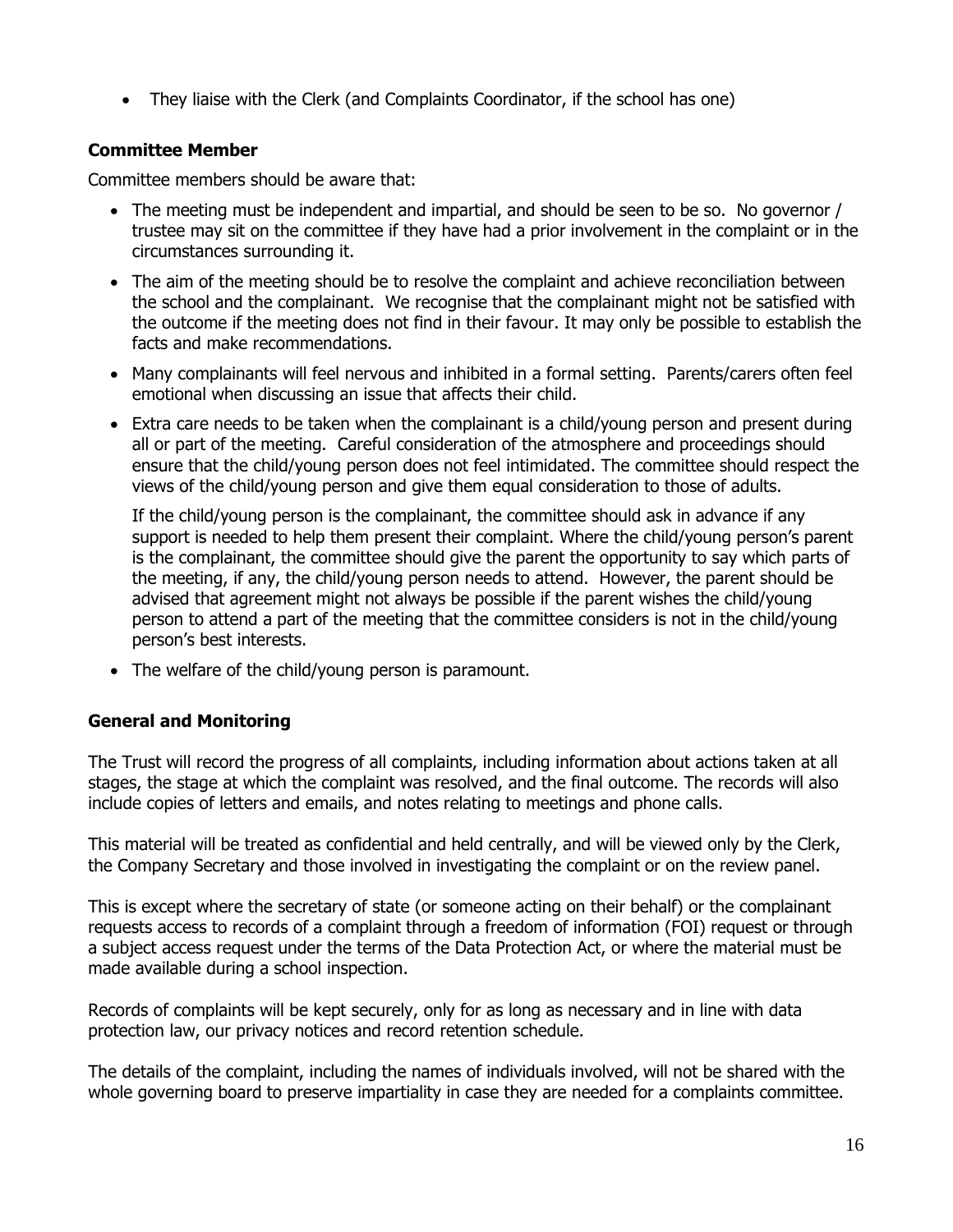- They liaise with the Clerk (and Complaints Coordinator, if the school has one)

### Committee Member

Committee members should be aware that:

- The meeting must be independent and impartial, and should be seen to be so. No governor / trustee may sit on the committee if they have had a prior involvement in the complaint or in the circumstances surrounding it.
- The aim of the meeting should be to resolve the complaint and achieve reconciliation between the school and the complainant. We recognise that the complainant might not be satisfied with the outcome if the meeting does not find in their favour. It may only be possible to establish the facts and make recommendations.
- Many complainants will feel nervous and inhibited in a formal setting. Parents/carers often feel emotional when discussing an issue that affects their child.
- Extra care needs to be taken when the complainant is a child/young person and present during all or part of the meeting. Careful consideration of the atmosphere and proceedings should ensure that the child/young person does not feel intimidated. The committee should respect the views of the child/young person and give them equal consideration to those of adults.

  If the child/young person is the complainant, the committee should ask in advance if any support is needed to help them present their complaint. Where the child/young person's parent is the complainant, the committee should give the parent the opportunity to say which parts of the meeting, if any, the child/young person needs to attend. However, the parent should be advised that agreement might not always be possible if the parent wishes the child/young person to attend a part of the meeting that the committee considers is not in the child/young person's best interests.
- The welfare of the child/young person is paramount.

### General and Monitoring

The Trust will record the progress of all complaints, including information about actions taken at all stages, the stage at which the complaint was resolved, and the final outcome. The records will also include copies of letters and emails, and notes relating to meetings and phone calls.

This material will be treated as confidential and held centrally, and will be viewed only by the Clerk, the Company Secretary and those involved in investigating the complaint or on the review panel.

This is except where the secretary of state (or someone acting on their behalf) or the complainant requests access to records of a complaint through a freedom of information (FOI) request or through a subject access request under the terms of the Data Protection Act, or where the material must be made available during a school inspection.

Records of complaints will be kept securely, only for as long as necessary and in line with data protection law, our privacy notices and record retention schedule.

The details of the complaint, including the names of individuals involved, will not be shared with the whole governing board to preserve impartiality in case they are needed for a complaints committee.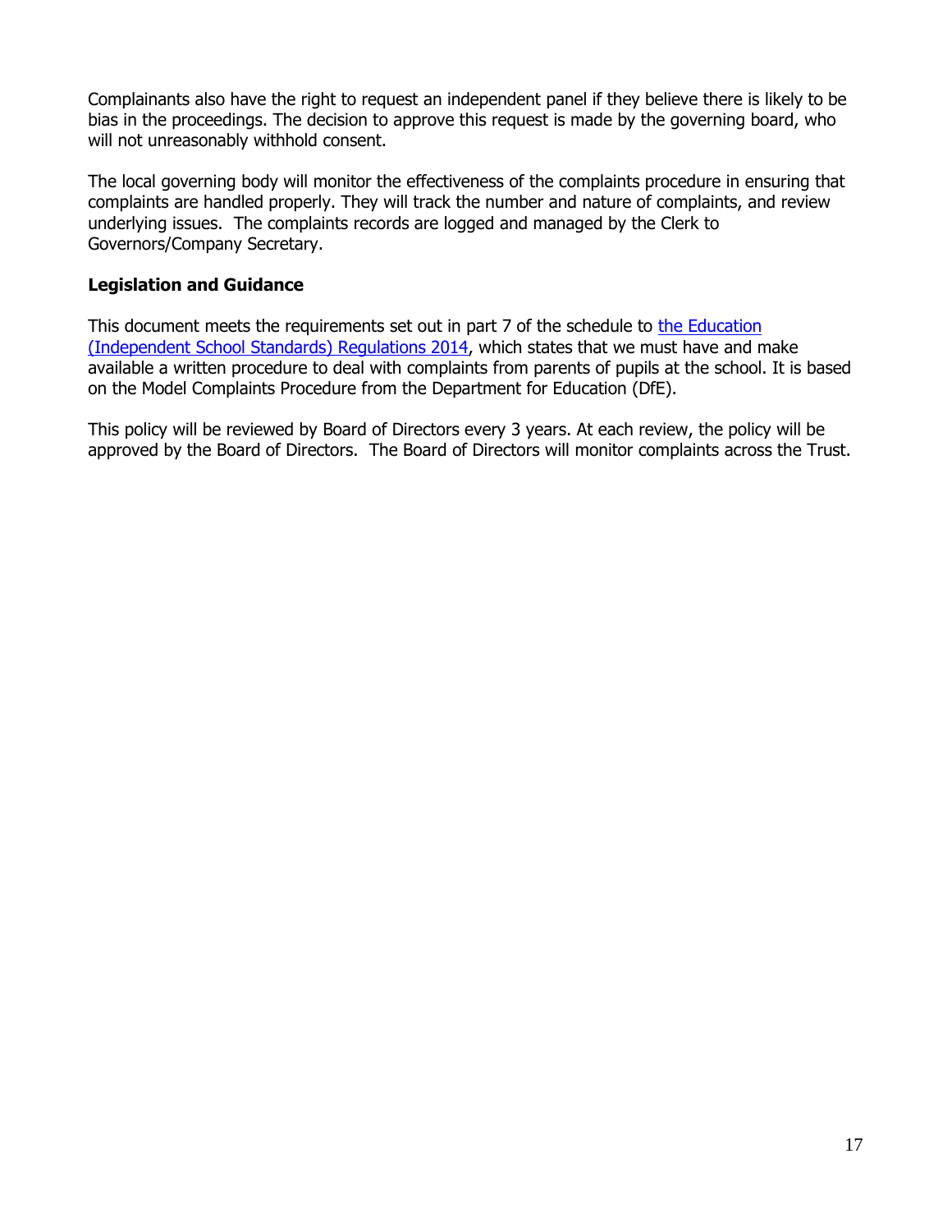Complainants also have the right to request an independent panel if they believe there is likely to be bias in the proceedings. The decision to approve this request is made by the governing board, who will not unreasonably withhold consent.

The local governing body will monitor the effectiveness of the complaints procedure in ensuring that complaints are handled properly. They will track the number and nature of complaints, and review underlying issues. The complaints records are logged and managed by the Clerk to Governors/Company Secretary.

**Legislation and Guidance**

This document meets the requirements set out in part 7 of the schedule to the Education (Independent School Standards) Regulations 2014, which states that we must have and make available a written procedure to deal with complaints from parents of pupils at the school. It is based on the Model Complaints Procedure from the Department for Education (DfE).

This policy will be reviewed by Board of Directors every 3 years. At each review, the policy will be approved by the Board of Directors. The Board of Directors will monitor complaints across the Trust.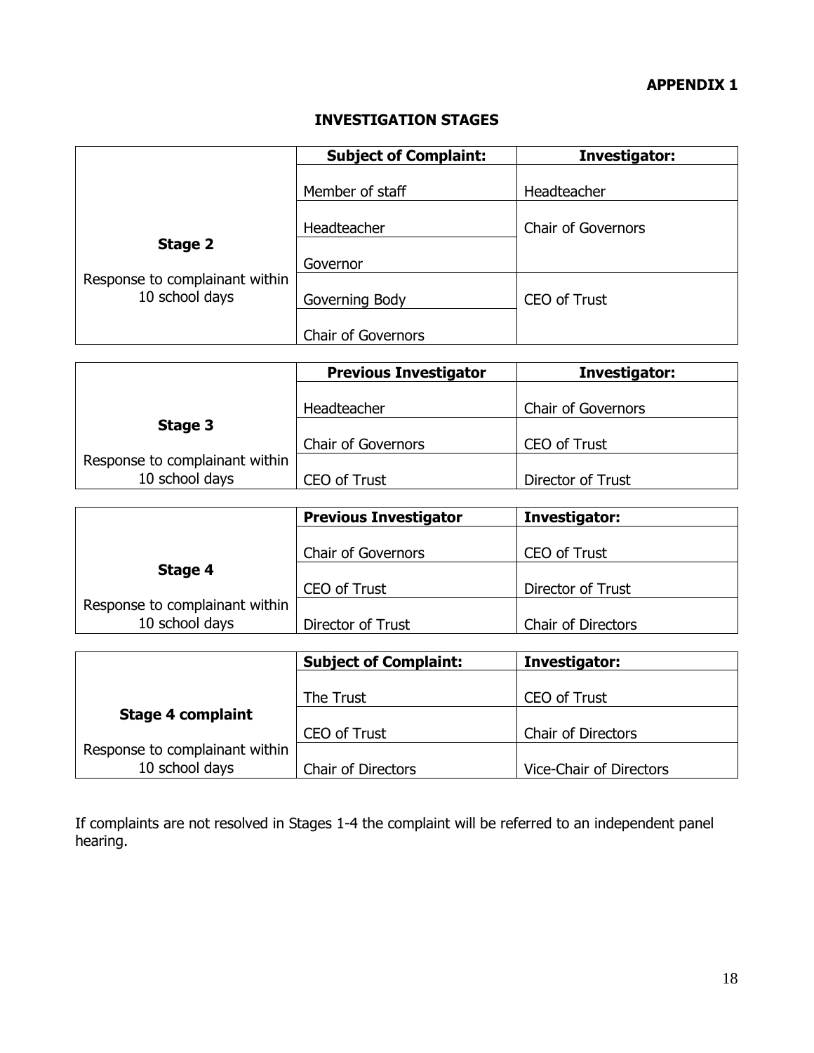**APPENDIX 1**

## INVESTIGATION STAGES

| | Subject of Complaint: | Investigator: |
|---|---|---|
| **Stage 2** Response to complainant within 10 school days | Member of staff | Headteacher |
| | Headteacher | Chair of Governors |
| | Governor | |
| | Governing Body | CEO of Trust |
| | Chair of Governors | |

| | Previous Investigator | Investigator: |
|---|---|---|
| **Stage 3** Response to complainant within 10 school days | Headteacher | Chair of Governors |
| | Chair of Governors | CEO of Trust |
| | CEO of Trust | Director of Trust |

| | Previous Investigator | Investigator: |
|---|---|---|
| **Stage 4** Response to complainant within 10 school days | Chair of Governors | CEO of Trust |
| | CEO of Trust | Director of Trust |
| | Director of Trust | Chair of Directors |

| | Subject of Complaint: | Investigator: |
|---|---|---|
| **Stage 4 complaint** Response to complainant within 10 school days | The Trust | CEO of Trust |
| | CEO of Trust | Chair of Directors |
| | Chair of Directors | Vice-Chair of Directors |

If complaints are not resolved in Stages 1-4 the complaint will be referred to an independent panel hearing.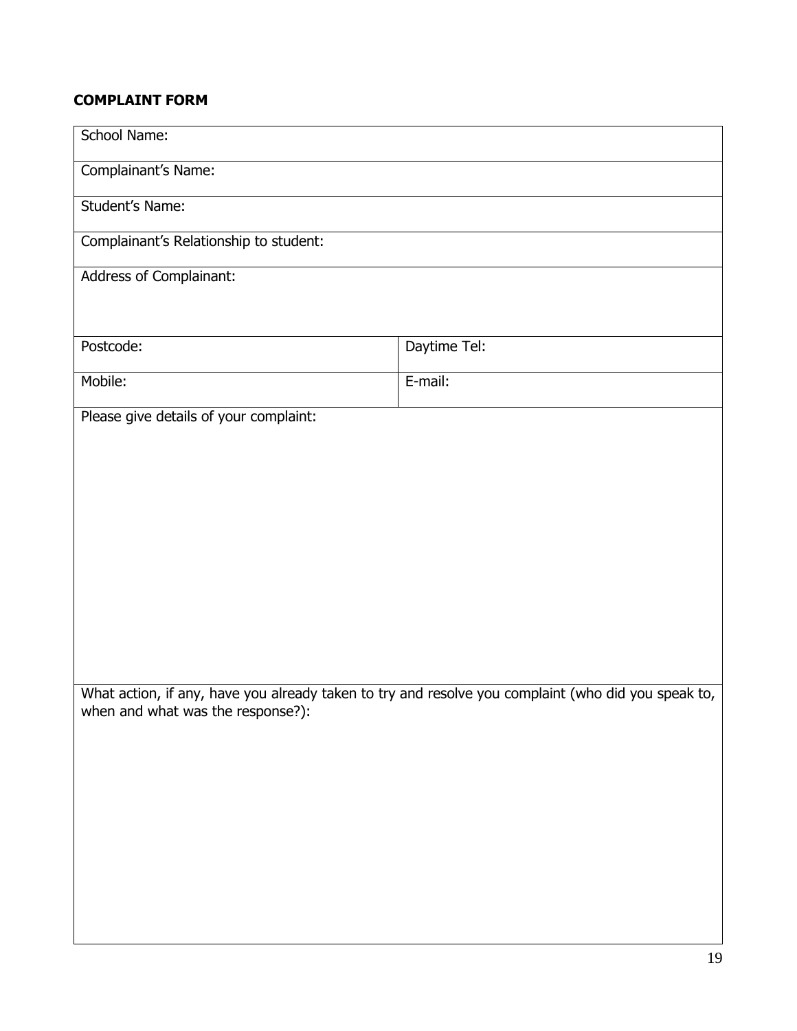**COMPLAINT FORM**

| School Name: | |
|---|---|
| Complainant's Name: | |
| Student's Name: | |
| Complainant's Relationship to student: | |
| Address of Complainant: | |
| Postcode: | Daytime Tel: |
| Mobile: | E-mail: |
| Please give details of your complaint: | |
| What action, if any, have you already taken to try and resolve you complaint (who did you speak to, when and what was the response?): | |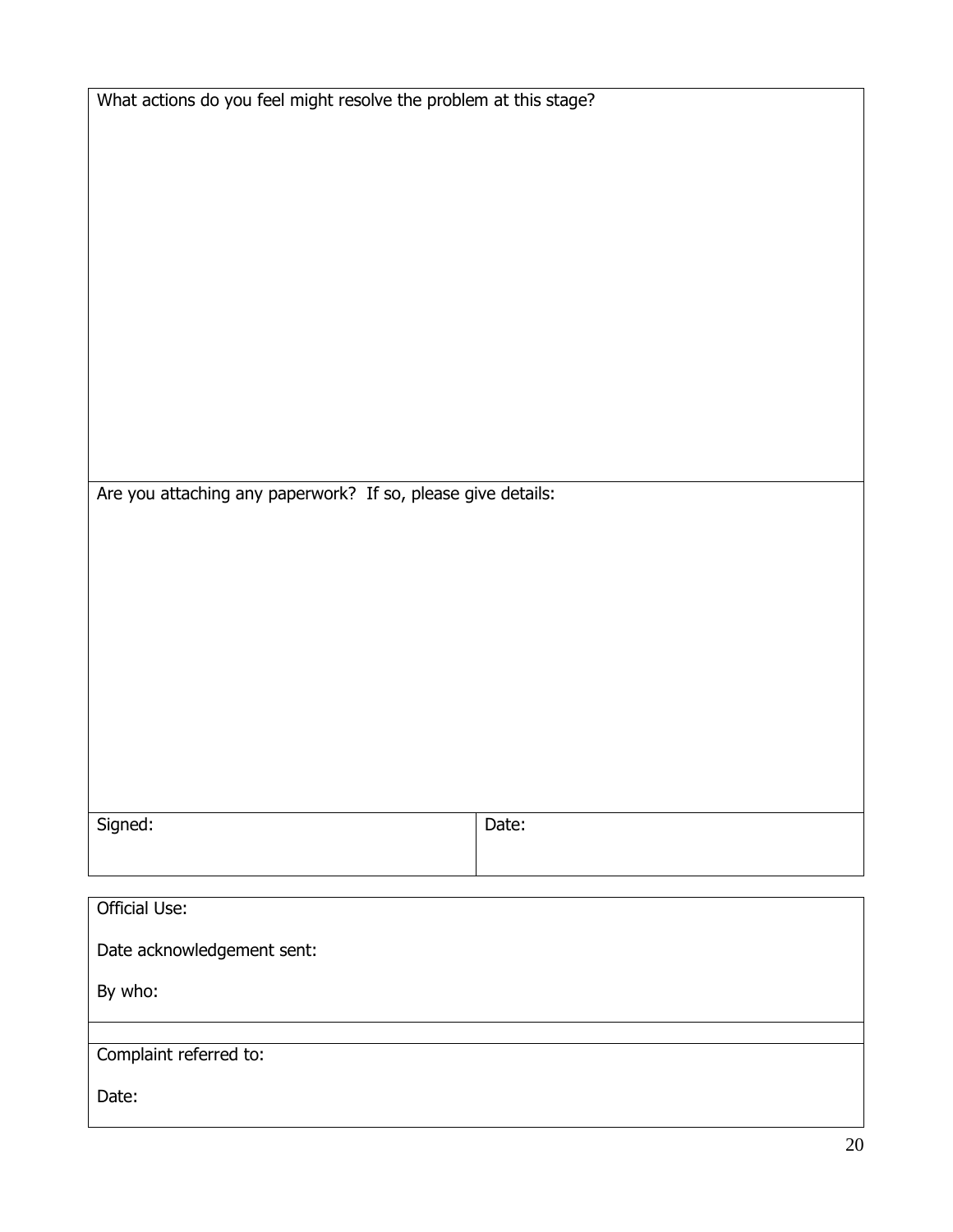| What actions do you feel might resolve the problem at this stage? | |
|---|---|
| | |
| Are you attaching any paperwork? If so, please give details: | |
| | |
| Signed: | Date: |

| Official Use: |
|---|
| Date acknowledgement sent: |
| By who: |
| |
| Complaint referred to: |
| Date: |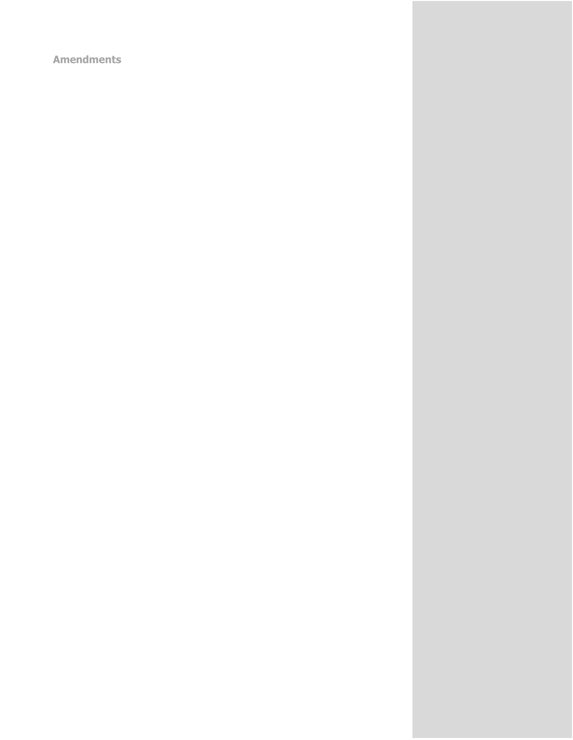## Amendments